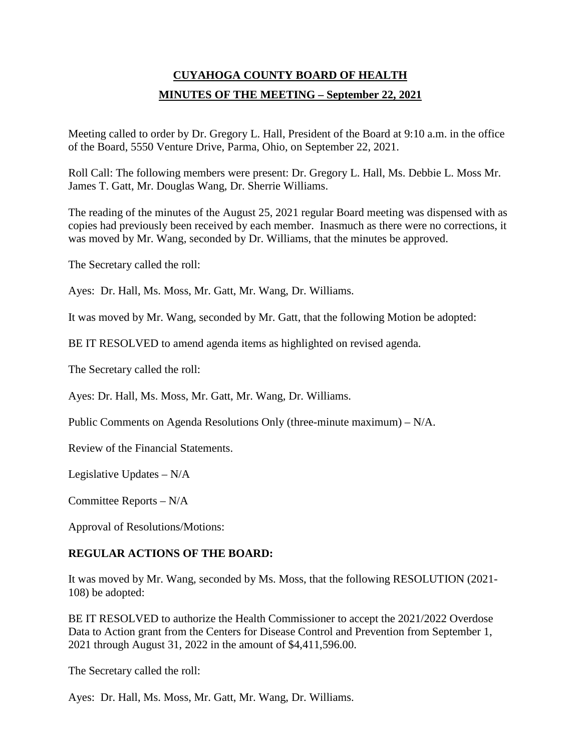# CUYAHOGA COUNTY BOARD OF HEALTH

## MINUTES OF THE MEETING – September 22, 2021

Meeting called to order by Dr. Gregory L. Hall, President of the Board at 9:10 a.m. in the office of the Board, 5550 Venture Drive, Parma, Ohio, on September 22, 2021.

Roll Call: The following members were present: Dr. Gregory L. Hall, Ms. Debbie L. Moss Mr. James T. Gatt, Mr. Douglas Wang, Dr. Sherrie Williams.

The reading of the minutes of the August 25, 2021 regular Board meeting was dispensed with as copies had previously been received by each member. Inasmuch as there were no corrections, it was moved by Mr. Wang, seconded by Dr. Williams, that the minutes be approved.

The Secretary called the roll:

Ayes: Dr. Hall, Ms. Moss, Mr. Gatt, Mr. Wang, Dr. Williams.

It was moved by Mr. Wang, seconded by Mr. Gatt, that the following Motion be adopted:

BE IT RESOLVED to amend agenda items as highlighted on revised agenda.

The Secretary called the roll:

Ayes: Dr. Hall, Ms. Moss, Mr. Gatt, Mr. Wang, Dr. Williams.

Public Comments on Agenda Resolutions Only (three-minute maximum) – N/A.

Review of the Financial Statements.

Legislative Updates – N/A

Committee Reports – N/A

Approval of Resolutions/Motions:

### REGULAR ACTIONS OF THE BOARD:

It was moved by Mr. Wang, seconded by Ms. Moss, that the following RESOLUTION (2021-108) be adopted:

BE IT RESOLVED to authorize the Health Commissioner to accept the 2021/2022 Overdose Data to Action grant from the Centers for Disease Control and Prevention from September 1, 2021 through August 31, 2022 in the amount of $4,411,596.00.

The Secretary called the roll:

Ayes: Dr. Hall, Ms. Moss, Mr. Gatt, Mr. Wang, Dr. Williams.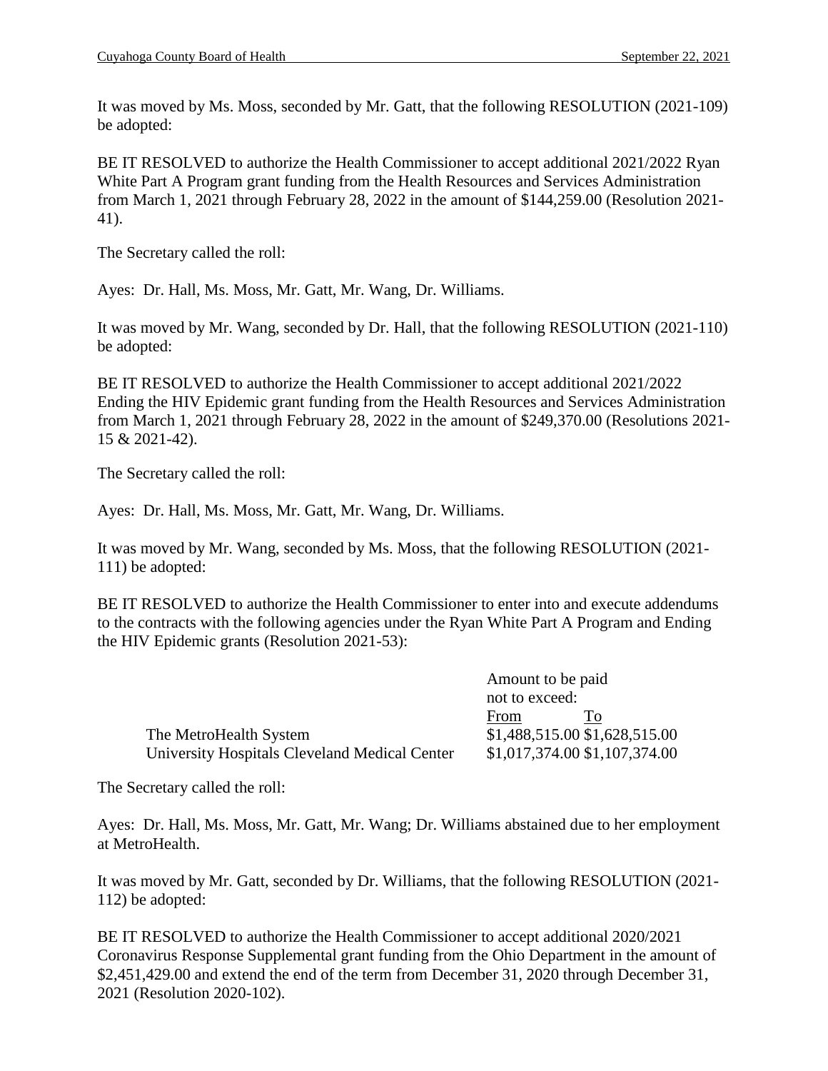It was moved by Ms. Moss, seconded by Mr. Gatt, that the following RESOLUTION (2021-109) be adopted:

BE IT RESOLVED to authorize the Health Commissioner to accept additional 2021/2022 Ryan White Part A Program grant funding from the Health Resources and Services Administration from March 1, 2021 through February 28, 2022 in the amount of $144,259.00 (Resolution 2021-41).

The Secretary called the roll:

Ayes: Dr. Hall, Ms. Moss, Mr. Gatt, Mr. Wang, Dr. Williams.

It was moved by Mr. Wang, seconded by Dr. Hall, that the following RESOLUTION (2021-110) be adopted:

BE IT RESOLVED to authorize the Health Commissioner to accept additional 2021/2022 Ending the HIV Epidemic grant funding from the Health Resources and Services Administration from March 1, 2021 through February 28, 2022 in the amount of $249,370.00 (Resolutions 2021-15 & 2021-42).

The Secretary called the roll:

Ayes: Dr. Hall, Ms. Moss, Mr. Gatt, Mr. Wang, Dr. Williams.

It was moved by Mr. Wang, seconded by Ms. Moss, that the following RESOLUTION (2021-111) be adopted:

BE IT RESOLVED to authorize the Health Commissioner to enter into and execute addendums to the contracts with the following agencies under the Ryan White Part A Program and Ending the HIV Epidemic grants (Resolution 2021-53):

| | Amount to be paid not to exceed: | |
|---|---|---|
| | From | To |
| The MetroHealth System | $1,488,515.00 | $1,628,515.00 |
| University Hospitals Cleveland Medical Center | $1,017,374.00 | $1,107,374.00 |

The Secretary called the roll:

Ayes: Dr. Hall, Ms. Moss, Mr. Gatt, Mr. Wang; Dr. Williams abstained due to her employment at MetroHealth.

It was moved by Mr. Gatt, seconded by Dr. Williams, that the following RESOLUTION (2021-112) be adopted:

BE IT RESOLVED to authorize the Health Commissioner to accept additional 2020/2021 Coronavirus Response Supplemental grant funding from the Ohio Department in the amount of $2,451,429.00 and extend the end of the term from December 31, 2020 through December 31, 2021 (Resolution 2020-102).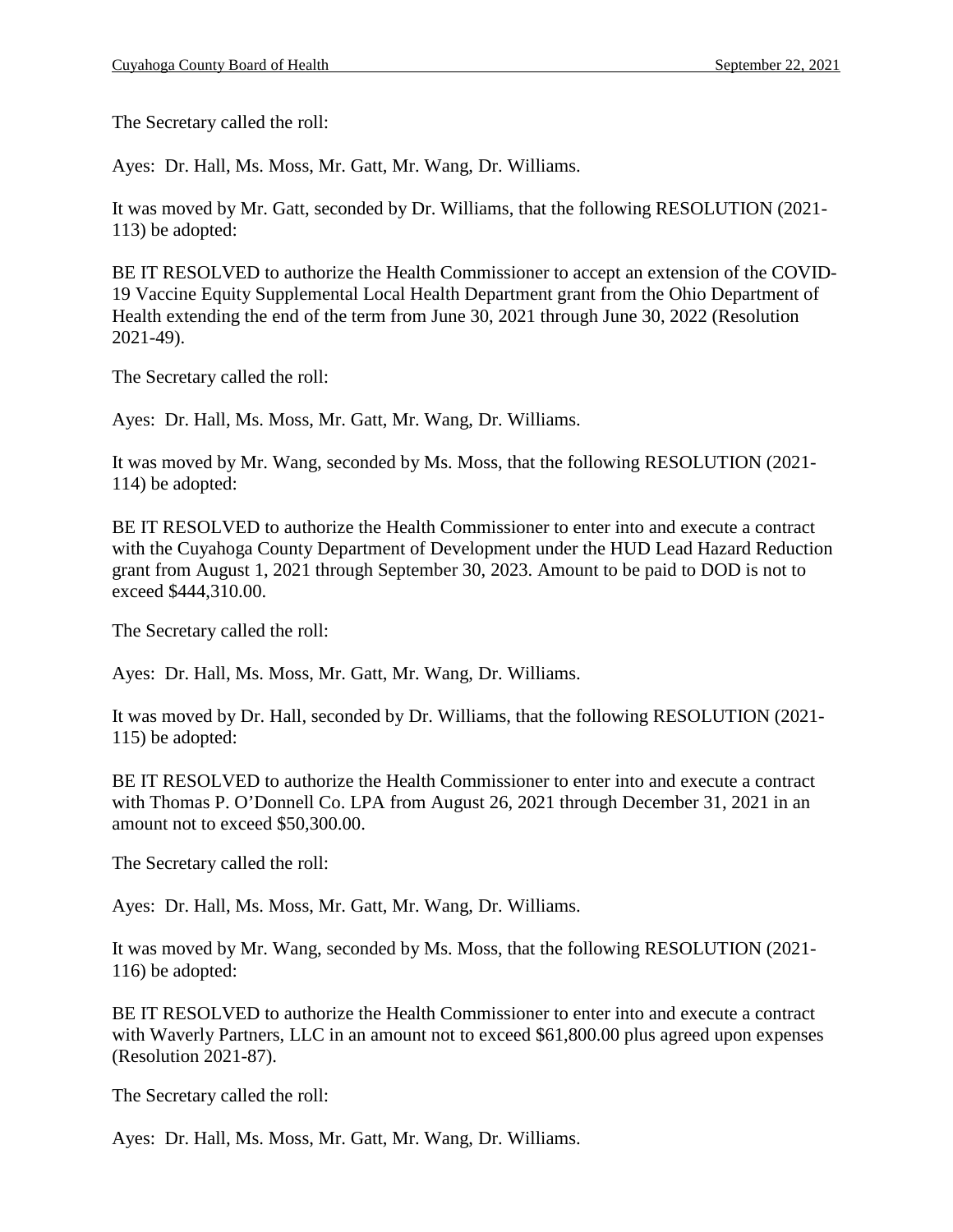The Secretary called the roll:

Ayes: Dr. Hall, Ms. Moss, Mr. Gatt, Mr. Wang, Dr. Williams.

It was moved by Mr. Gatt, seconded by Dr. Williams, that the following RESOLUTION (2021-113) be adopted:

BE IT RESOLVED to authorize the Health Commissioner to accept an extension of the COVID-19 Vaccine Equity Supplemental Local Health Department grant from the Ohio Department of Health extending the end of the term from June 30, 2021 through June 30, 2022 (Resolution 2021-49).

The Secretary called the roll:

Ayes: Dr. Hall, Ms. Moss, Mr. Gatt, Mr. Wang, Dr. Williams.

It was moved by Mr. Wang, seconded by Ms. Moss, that the following RESOLUTION (2021-114) be adopted:

BE IT RESOLVED to authorize the Health Commissioner to enter into and execute a contract with the Cuyahoga County Department of Development under the HUD Lead Hazard Reduction grant from August 1, 2021 through September 30, 2023. Amount to be paid to DOD is not to exceed $444,310.00.

The Secretary called the roll:

Ayes: Dr. Hall, Ms. Moss, Mr. Gatt, Mr. Wang, Dr. Williams.

It was moved by Dr. Hall, seconded by Dr. Williams, that the following RESOLUTION (2021-115) be adopted:

BE IT RESOLVED to authorize the Health Commissioner to enter into and execute a contract with Thomas P. O'Donnell Co. LPA from August 26, 2021 through December 31, 2021 in an amount not to exceed $50,300.00.

The Secretary called the roll:

Ayes: Dr. Hall, Ms. Moss, Mr. Gatt, Mr. Wang, Dr. Williams.

It was moved by Mr. Wang, seconded by Ms. Moss, that the following RESOLUTION (2021-116) be adopted:

BE IT RESOLVED to authorize the Health Commissioner to enter into and execute a contract with Waverly Partners, LLC in an amount not to exceed $61,800.00 plus agreed upon expenses (Resolution 2021-87).

The Secretary called the roll:

Ayes: Dr. Hall, Ms. Moss, Mr. Gatt, Mr. Wang, Dr. Williams.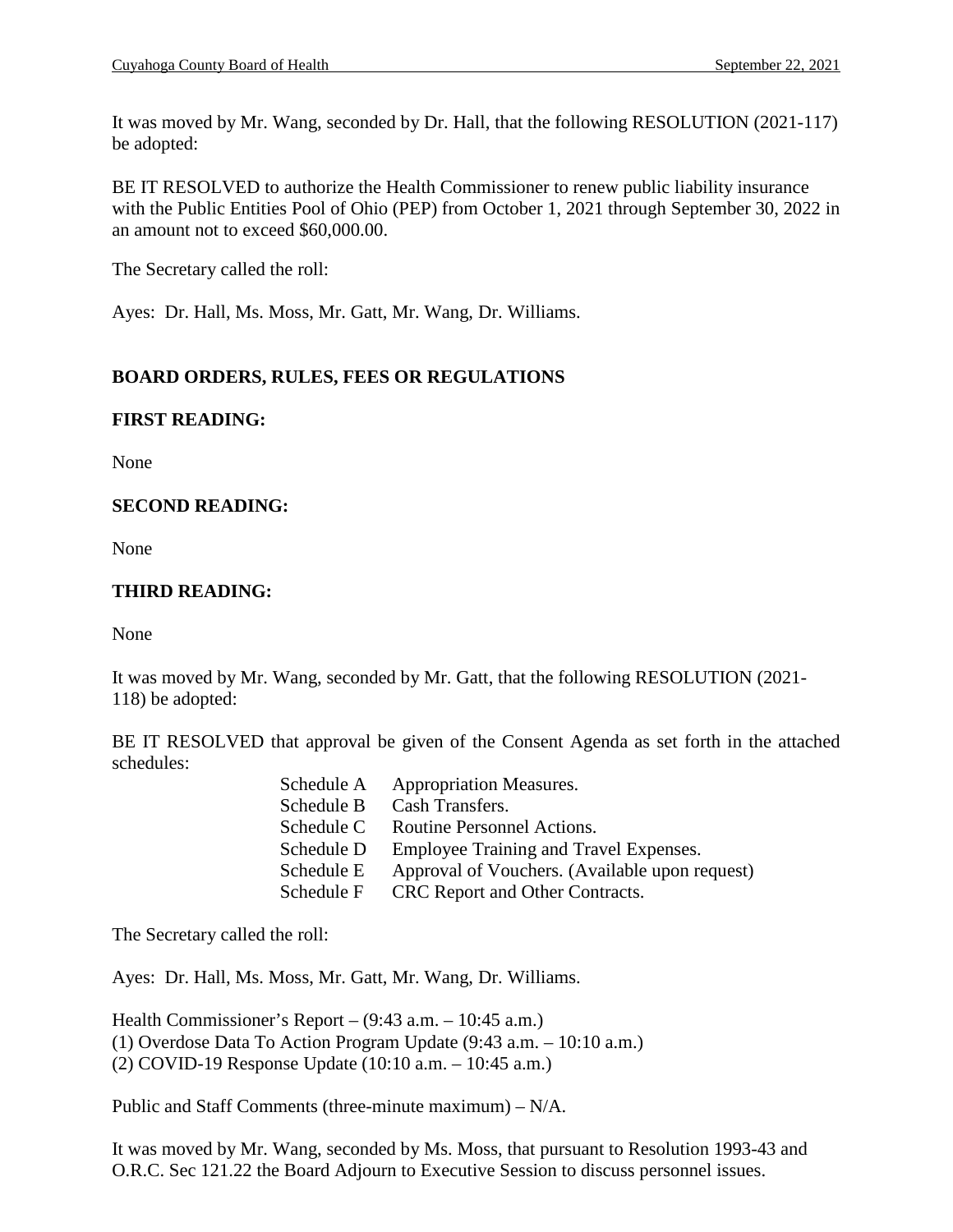It was moved by Mr. Wang, seconded by Dr. Hall, that the following RESOLUTION (2021-117) be adopted:

BE IT RESOLVED to authorize the Health Commissioner to renew public liability insurance with the Public Entities Pool of Ohio (PEP) from October 1, 2021 through September 30, 2022 in an amount not to exceed $60,000.00.

The Secretary called the roll:

Ayes: Dr. Hall, Ms. Moss, Mr. Gatt, Mr. Wang, Dr. Williams.

**BOARD ORDERS, RULES, FEES OR REGULATIONS**

**FIRST READING:**

None

**SECOND READING:**

None

**THIRD READING:**

None

It was moved by Mr. Wang, seconded by Mr. Gatt, that the following RESOLUTION (2021-118) be adopted:

BE IT RESOLVED that approval be given of the Consent Agenda as set forth in the attached schedules:

- Schedule A Appropriation Measures.
- Schedule B Cash Transfers.
- Schedule C Routine Personnel Actions.
- Schedule D Employee Training and Travel Expenses.
- Schedule E Approval of Vouchers. (Available upon request)
- Schedule F CRC Report and Other Contracts.

The Secretary called the roll:

Ayes: Dr. Hall, Ms. Moss, Mr. Gatt, Mr. Wang, Dr. Williams.

Health Commissioner's Report – (9:43 a.m. – 10:45 a.m.)
(1) Overdose Data To Action Program Update (9:43 a.m. – 10:10 a.m.)
(2) COVID-19 Response Update (10:10 a.m. – 10:45 a.m.)

Public and Staff Comments (three-minute maximum) – N/A.

It was moved by Mr. Wang, seconded by Ms. Moss, that pursuant to Resolution 1993-43 and O.R.C. Sec 121.22 the Board Adjourn to Executive Session to discuss personnel issues.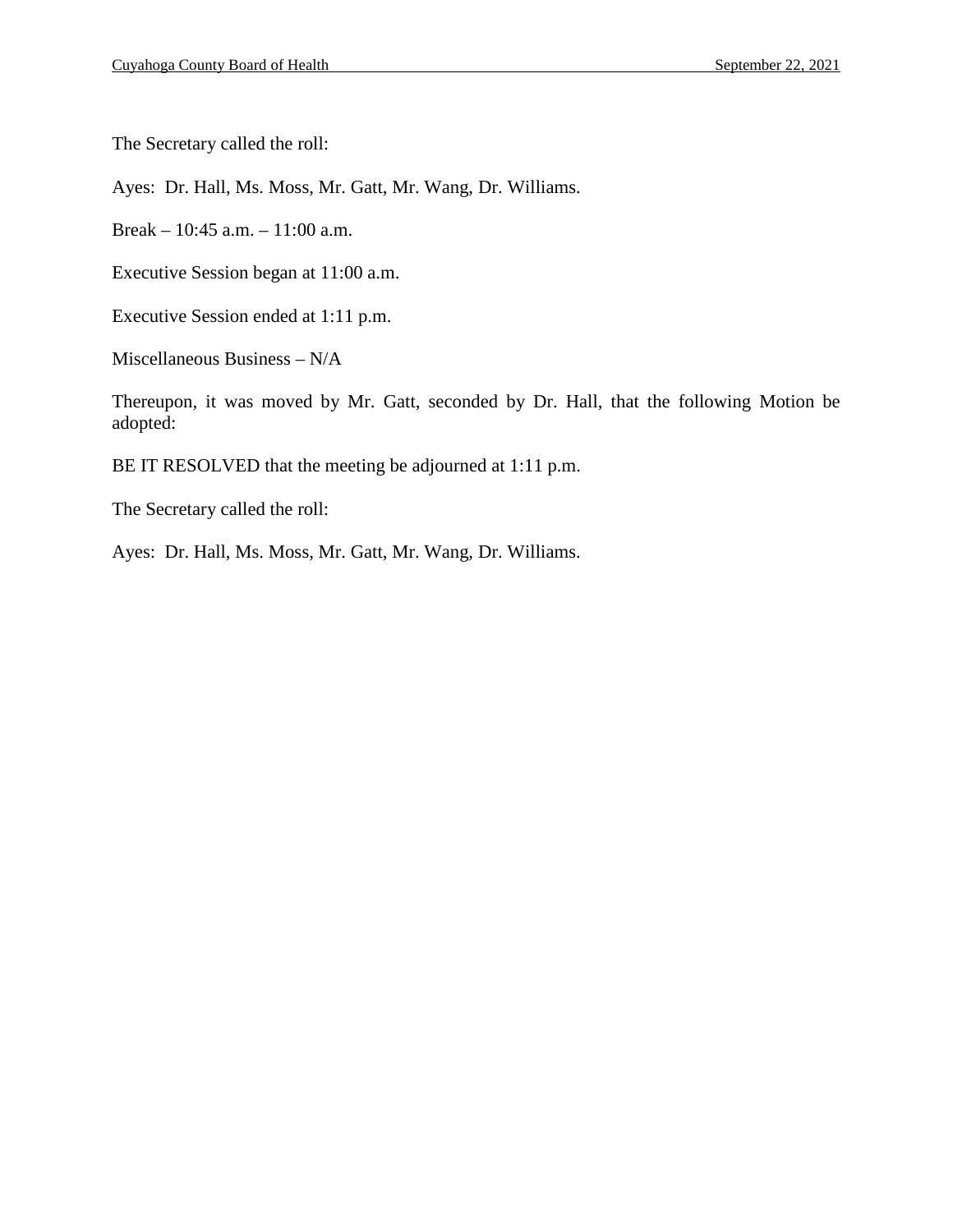The Secretary called the roll:

Ayes: Dr. Hall, Ms. Moss, Mr. Gatt, Mr. Wang, Dr. Williams.

Break – 10:45 a.m. – 11:00 a.m.

Executive Session began at 11:00 a.m.

Executive Session ended at 1:11 p.m.

Miscellaneous Business – N/A

Thereupon, it was moved by Mr. Gatt, seconded by Dr. Hall, that the following Motion be adopted:

BE IT RESOLVED that the meeting be adjourned at 1:11 p.m.

The Secretary called the roll:

Ayes: Dr. Hall, Ms. Moss, Mr. Gatt, Mr. Wang, Dr. Williams.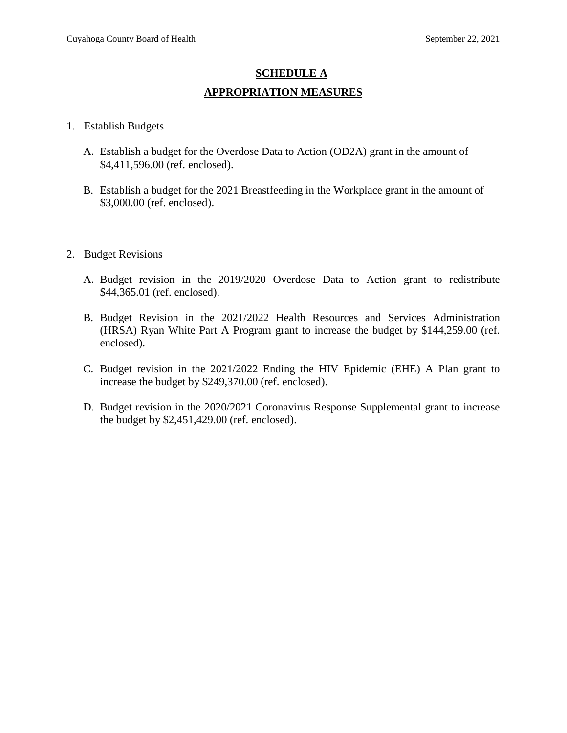## SCHEDULE A

## APPROPRIATION MEASURES

1. Establish Budgets

   A. Establish a budget for the Overdose Data to Action (OD2A) grant in the amount of $4,411,596.00 (ref. enclosed).

   B. Establish a budget for the 2021 Breastfeeding in the Workplace grant in the amount of $3,000.00 (ref. enclosed).

2. Budget Revisions

   A. Budget revision in the 2019/2020 Overdose Data to Action grant to redistribute $44,365.01 (ref. enclosed).

   B. Budget Revision in the 2021/2022 Health Resources and Services Administration (HRSA) Ryan White Part A Program grant to increase the budget by $144,259.00 (ref. enclosed).

   C. Budget revision in the 2021/2022 Ending the HIV Epidemic (EHE) A Plan grant to increase the budget by $249,370.00 (ref. enclosed).

   D. Budget revision in the 2020/2021 Coronavirus Response Supplemental grant to increase the budget by $2,451,429.00 (ref. enclosed).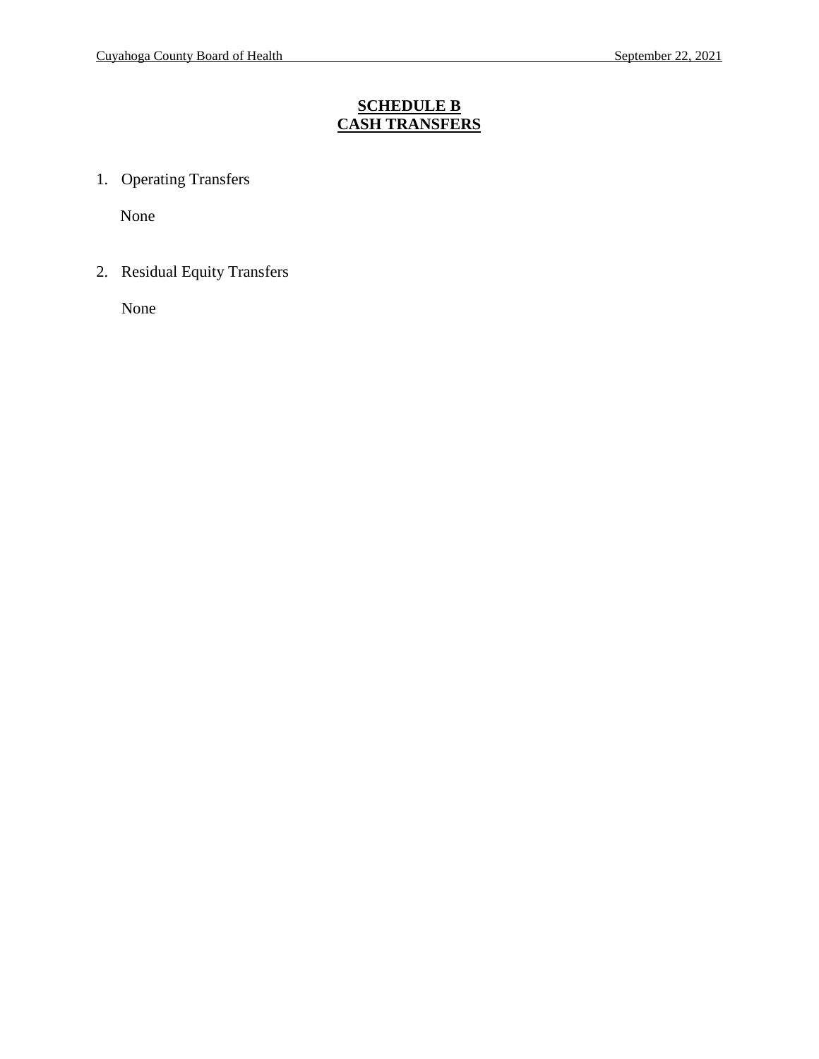## SCHEDULE B
## CASH TRANSFERS

1. Operating Transfers

   None

2. Residual Equity Transfers

   None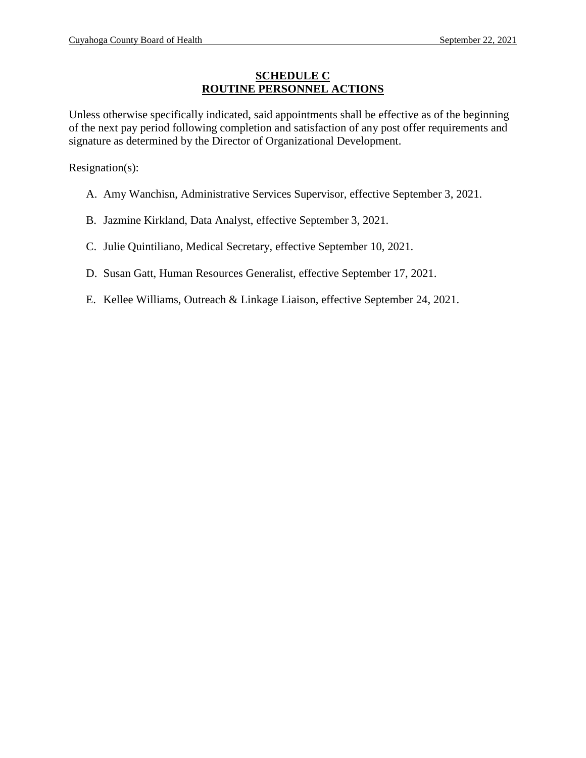## SCHEDULE C
## ROUTINE PERSONNEL ACTIONS

Unless otherwise specifically indicated, said appointments shall be effective as of the beginning of the next pay period following completion and satisfaction of any post offer requirements and signature as determined by the Director of Organizational Development.

Resignation(s):

A. Amy Wanchisn, Administrative Services Supervisor, effective September 3, 2021.

B. Jazmine Kirkland, Data Analyst, effective September 3, 2021.

C. Julie Quintiliano, Medical Secretary, effective September 10, 2021.

D. Susan Gatt, Human Resources Generalist, effective September 17, 2021.

E. Kellee Williams, Outreach & Linkage Liaison, effective September 24, 2021.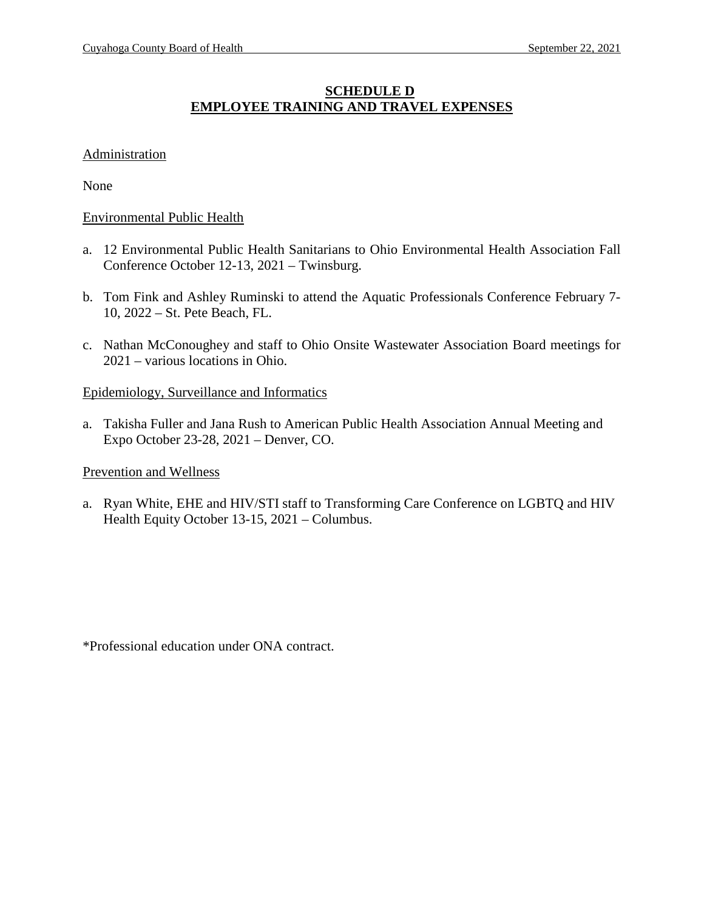## SCHEDULE D
## EMPLOYEE TRAINING AND TRAVEL EXPENSES

Administration

None

Environmental Public Health

a. 12 Environmental Public Health Sanitarians to Ohio Environmental Health Association Fall Conference October 12-13, 2021 – Twinsburg.

b. Tom Fink and Ashley Ruminski to attend the Aquatic Professionals Conference February 7-10, 2022 – St. Pete Beach, FL.

c. Nathan McConoughey and staff to Ohio Onsite Wastewater Association Board meetings for 2021 – various locations in Ohio.

Epidemiology, Surveillance and Informatics

a. Takisha Fuller and Jana Rush to American Public Health Association Annual Meeting and Expo October 23-28, 2021 – Denver, CO.

Prevention and Wellness

a. Ryan White, EHE and HIV/STI staff to Transforming Care Conference on LGBTQ and HIV Health Equity October 13-15, 2021 – Columbus.

*Professional education under ONA contract.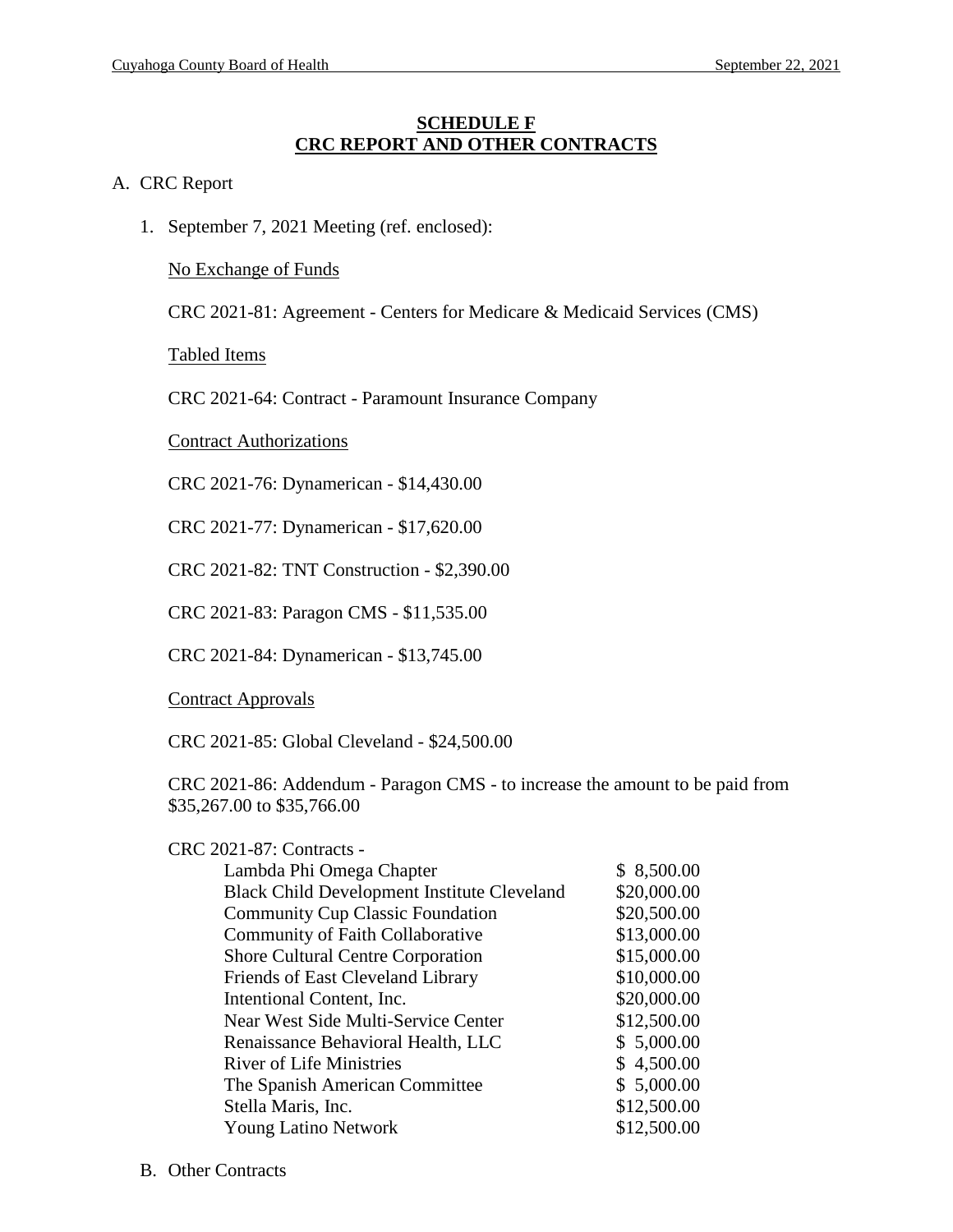# SCHEDULE F
# CRC REPORT AND OTHER CONTRACTS

A. CRC Report

1. September 7, 2021 Meeting (ref. enclosed):

   No Exchange of Funds

   CRC 2021-81: Agreement - Centers for Medicare & Medicaid Services (CMS)

   Tabled Items

   CRC 2021-64: Contract - Paramount Insurance Company

   Contract Authorizations

   CRC 2021-76: Dynamerican - $14,430.00

   CRC 2021-77: Dynamerican - $17,620.00

   CRC 2021-82: TNT Construction - $2,390.00

   CRC 2021-83: Paragon CMS - $11,535.00

   CRC 2021-84: Dynamerican - $13,745.00

   Contract Approvals

   CRC 2021-85: Global Cleveland - $24,500.00

   CRC 2021-86: Addendum - Paragon CMS - to increase the amount to be paid from $35,267.00 to $35,766.00

   CRC 2021-87: Contracts -

   | | |
   |---|---|
   | Lambda Phi Omega Chapter | $ 8,500.00 |
   | Black Child Development Institute Cleveland | $20,000.00 |
   | Community Cup Classic Foundation | $20,500.00 |
   | Community of Faith Collaborative | $13,000.00 |
   | Shore Cultural Centre Corporation | $15,000.00 |
   | Friends of East Cleveland Library | $10,000.00 |
   | Intentional Content, Inc. | $20,000.00 |
   | Near West Side Multi-Service Center | $12,500.00 |
   | Renaissance Behavioral Health, LLC | $ 5,000.00 |
   | River of Life Ministries | $ 4,500.00 |
   | The Spanish American Committee | $ 5,000.00 |
   | Stella Maris, Inc. | $12,500.00 |
   | Young Latino Network | $12,500.00 |

B. Other Contracts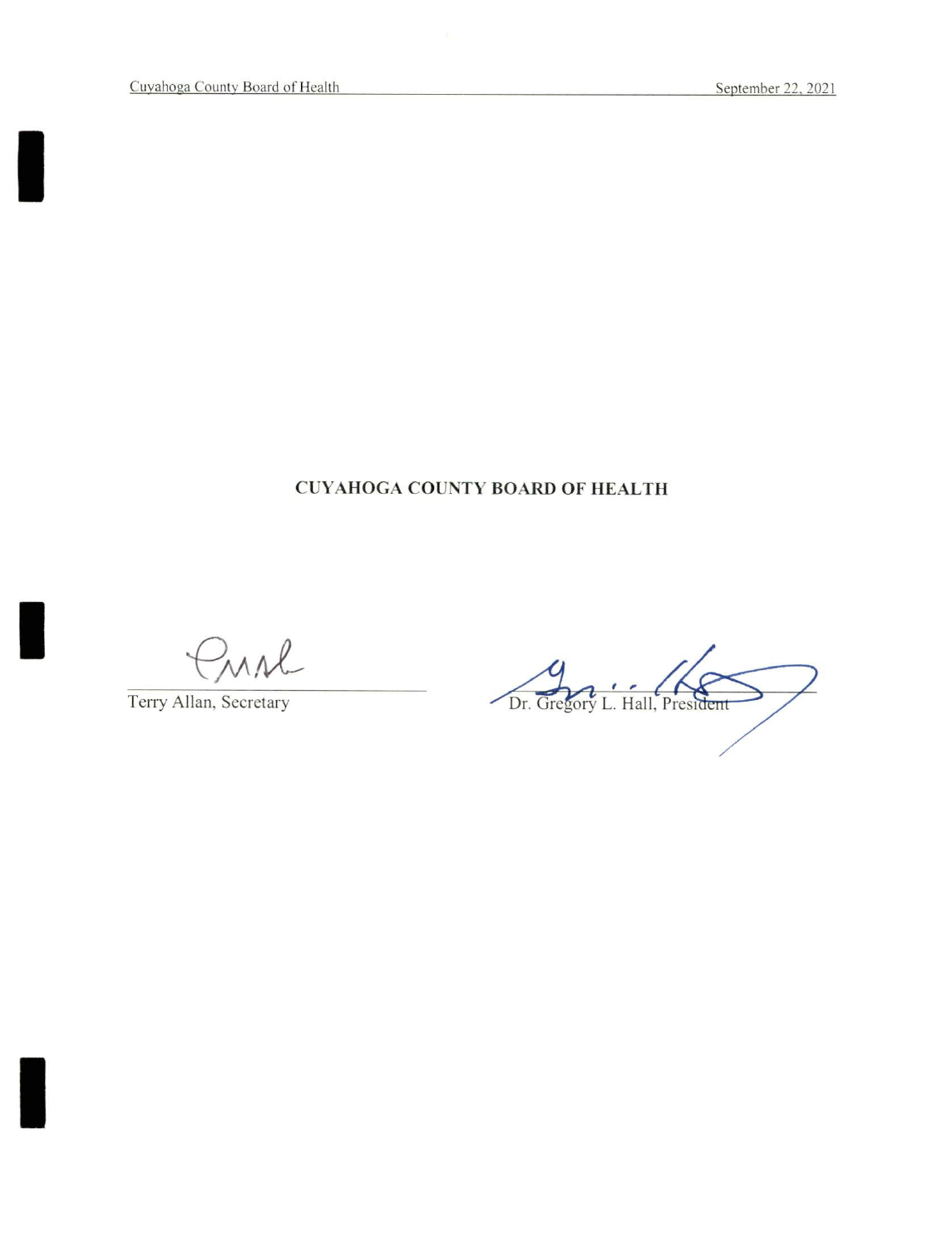**CUYAHOGA COUNTY BOARD OF HEALTH**

Terry Allan, Secretary

Dr. Gregory L. Hall, President